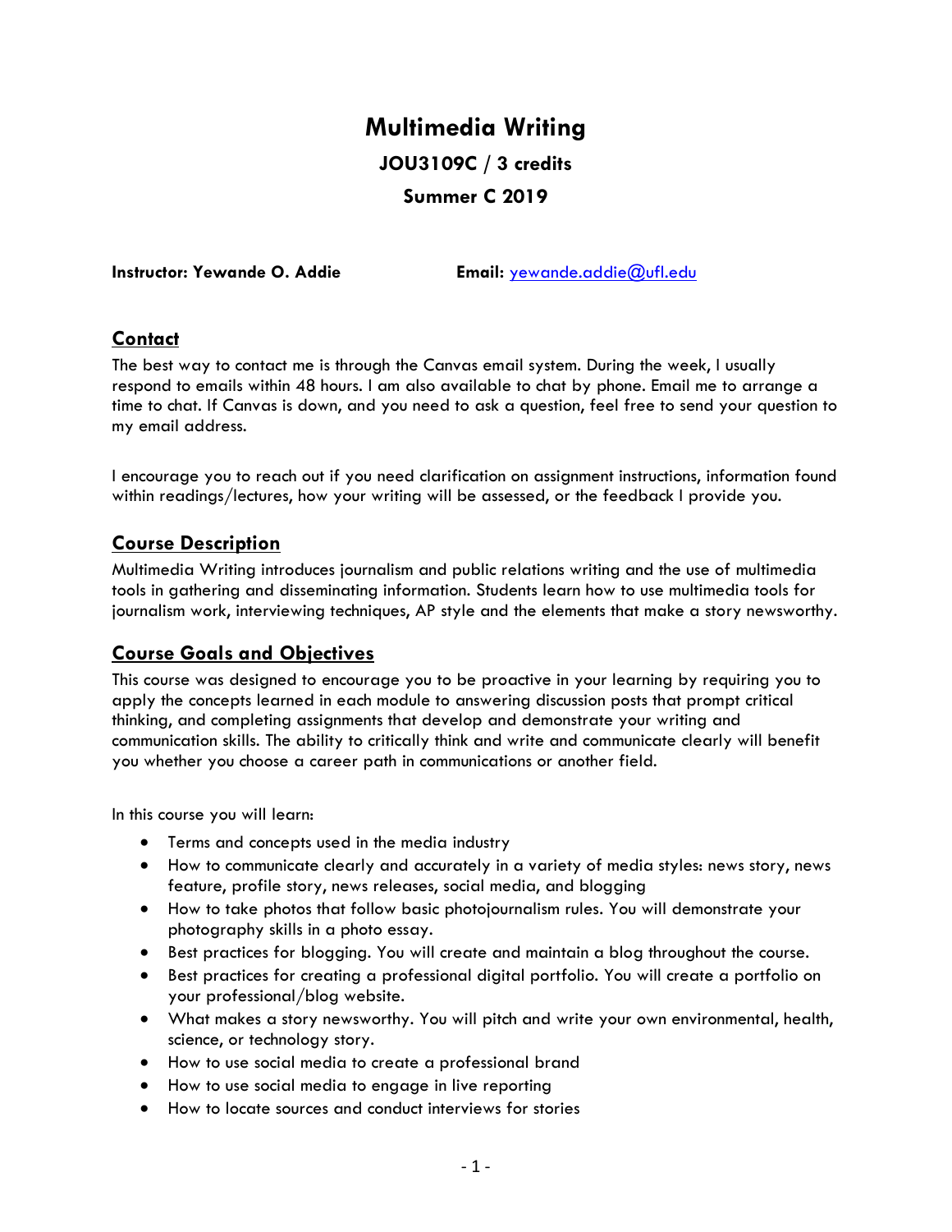# Multimedia Writing

## JOU3109C / 3 credits

## Summer C 2019

**Instructor: Yewande O. Addie** **Email:** yewande.addie@ufl.edu

## Contact

The best way to contact me is through the Canvas email system. During the week, I usually respond to emails within 48 hours. I am also available to chat by phone. Email me to arrange a time to chat. If Canvas is down, and you need to ask a question, feel free to send your question to my email address.

I encourage you to reach out if you need clarification on assignment instructions, information found within readings/lectures, how your writing will be assessed, or the feedback I provide you.

## Course Description

Multimedia Writing introduces journalism and public relations writing and the use of multimedia tools in gathering and disseminating information. Students learn how to use multimedia tools for journalism work, interviewing techniques, AP style and the elements that make a story newsworthy.

## Course Goals and Objectives

This course was designed to encourage you to be proactive in your learning by requiring you to apply the concepts learned in each module to answering discussion posts that prompt critical thinking, and completing assignments that develop and demonstrate your writing and communication skills. The ability to critically think and write and communicate clearly will benefit you whether you choose a career path in communications or another field.

In this course you will learn:

- Terms and concepts used in the media industry
- How to communicate clearly and accurately in a variety of media styles: news story, news feature, profile story, news releases, social media, and blogging
- How to take photos that follow basic photojournalism rules. You will demonstrate your photography skills in a photo essay.
- Best practices for blogging. You will create and maintain a blog throughout the course.
- Best practices for creating a professional digital portfolio. You will create a portfolio on your professional/blog website.
- What makes a story newsworthy. You will pitch and write your own environmental, health, science, or technology story.
- How to use social media to create a professional brand
- How to use social media to engage in live reporting
- How to locate sources and conduct interviews for stories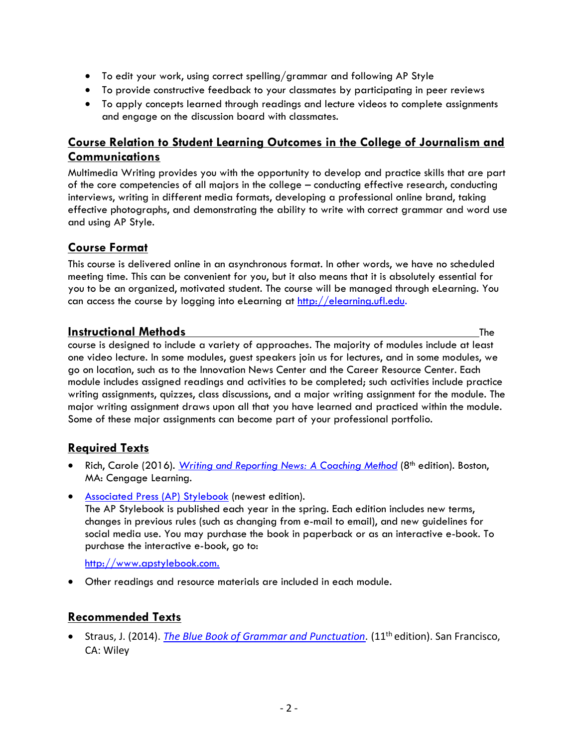- To edit your work, using correct spelling/grammar and following AP Style
- To provide constructive feedback to your classmates by participating in peer reviews
- To apply concepts learned through readings and lecture videos to complete assignments and engage on the discussion board with classmates.

## Course Relation to Student Learning Outcomes in the College of Journalism and Communications

Multimedia Writing provides you with the opportunity to develop and practice skills that are part of the core competencies of all majors in the college – conducting effective research, conducting interviews, writing in different media formats, developing a professional online brand, taking effective photographs, and demonstrating the ability to write with correct grammar and word use and using AP Style.

## Course Format

This course is delivered online in an asynchronous format. In other words, we have no scheduled meeting time. This can be convenient for you, but it also means that it is absolutely essential for you to be an organized, motivated student. The course will be managed through eLearning. You can access the course by logging into eLearning at [http://elearning.ufl.edu](http://elearning.ufl.edu).

## Instructional Methods

The course is designed to include a variety of approaches. The majority of modules include at least one video lecture. In some modules, guest speakers join us for lectures, and in some modules, we go on location, such as to the Innovation News Center and the Career Resource Center. Each module includes assigned readings and activities to be completed; such activities include practice writing assignments, quizzes, class discussions, and a major writing assignment for the module. The major writing assignment draws upon all that you have learned and practiced within the module. Some of these major assignments can become part of your professional portfolio.

## Required Texts

- Rich, Carole (2016). *Writing and Reporting News: A Coaching Method* (8th edition). Boston, MA: Cengage Learning.
- Associated Press (AP) Stylebook (newest edition).
  The AP Stylebook is published each year in the spring. Each edition includes new terms, changes in previous rules (such as changing from e-mail to email), and new guidelines for social media use. You may purchase the book in paperback or as an interactive e-book. To purchase the interactive e-book, go to:

  [http://www.apstylebook.com.](http://www.apstylebook.com)
- Other readings and resource materials are included in each module.

## Recommended Texts

- Straus, J. (2014). *The Blue Book of Grammar and Punctuation.* (11th edition). San Francisco, CA: Wiley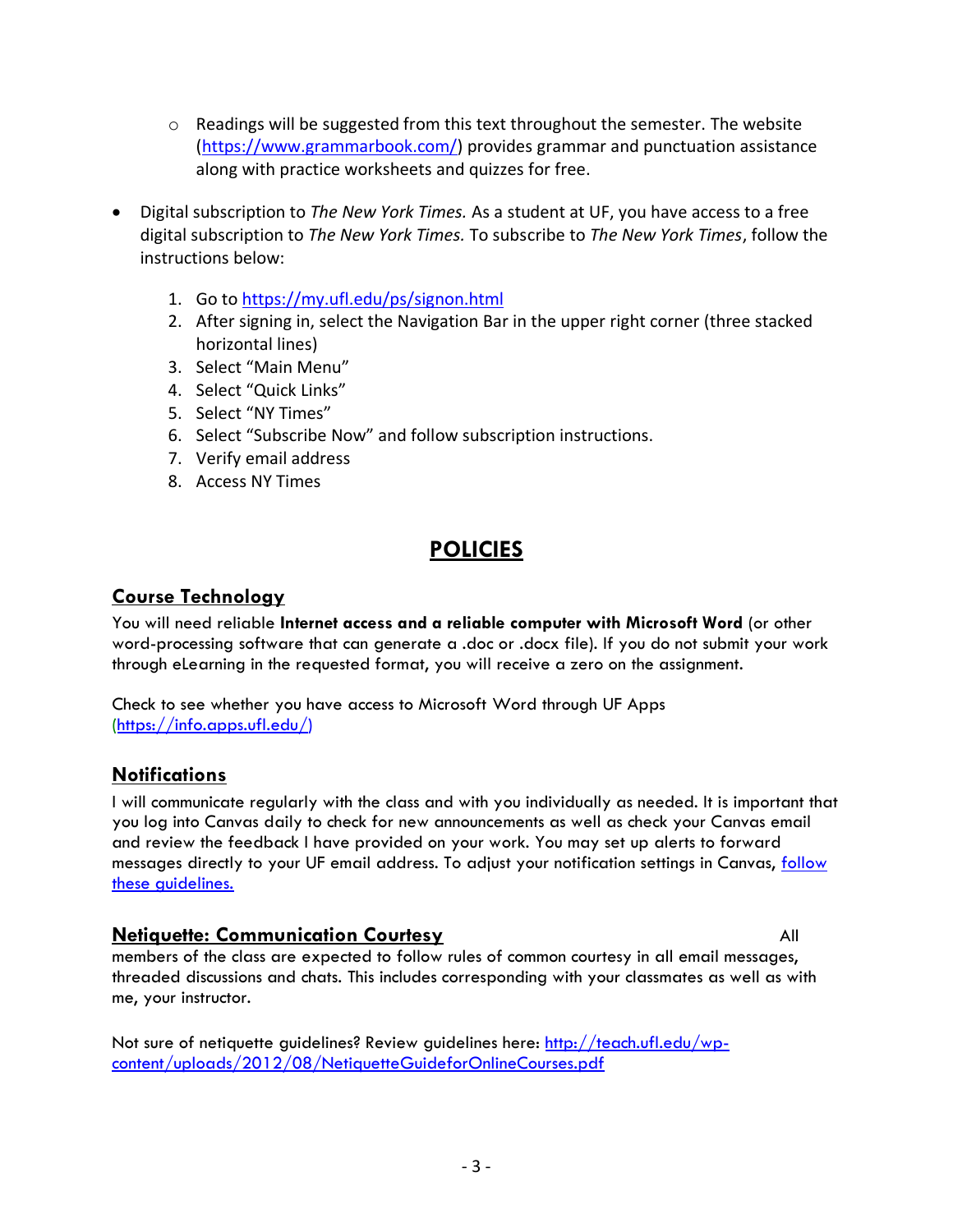- Readings will be suggested from this text throughout the semester. The website (https://www.grammarbook.com/) provides grammar and punctuation assistance along with practice worksheets and quizzes for free.

- Digital subscription to *The New York Times.* As a student at UF, you have access to a free digital subscription to *The New York Times.* To subscribe to *The New York Times*, follow the instructions below:

  1. Go to https://my.ufl.edu/ps/signon.html
  2. After signing in, select the Navigation Bar in the upper right corner (three stacked horizontal lines)
  3. Select "Main Menu"
  4. Select "Quick Links"
  5. Select "NY Times"
  6. Select "Subscribe Now" and follow subscription instructions.
  7. Verify email address
  8. Access NY Times

# POLICIES

## Course Technology

You will need reliable **Internet access and a reliable computer with Microsoft Word** (or other word-processing software that can generate a .doc or .docx file). If you do not submit your work through eLearning in the requested format, you will receive a zero on the assignment.

Check to see whether you have access to Microsoft Word through UF Apps (https://info.apps.ufl.edu/)

## Notifications

I will communicate regularly with the class and with you individually as needed. It is important that you log into Canvas daily to check for new announcements as well as check your Canvas email and review the feedback I have provided on your work. You may set up alerts to forward messages directly to your UF email address. To adjust your notification settings in Canvas, follow these guidelines.

## Netiquette: Communication Courtesy

All members of the class are expected to follow rules of common courtesy in all email messages, threaded discussions and chats. This includes corresponding with your classmates as well as with me, your instructor.

Not sure of netiquette guidelines? Review guidelines here: http://teach.ufl.edu/wp-content/uploads/2012/08/NetiquetteGuideforOnlineCourses.pdf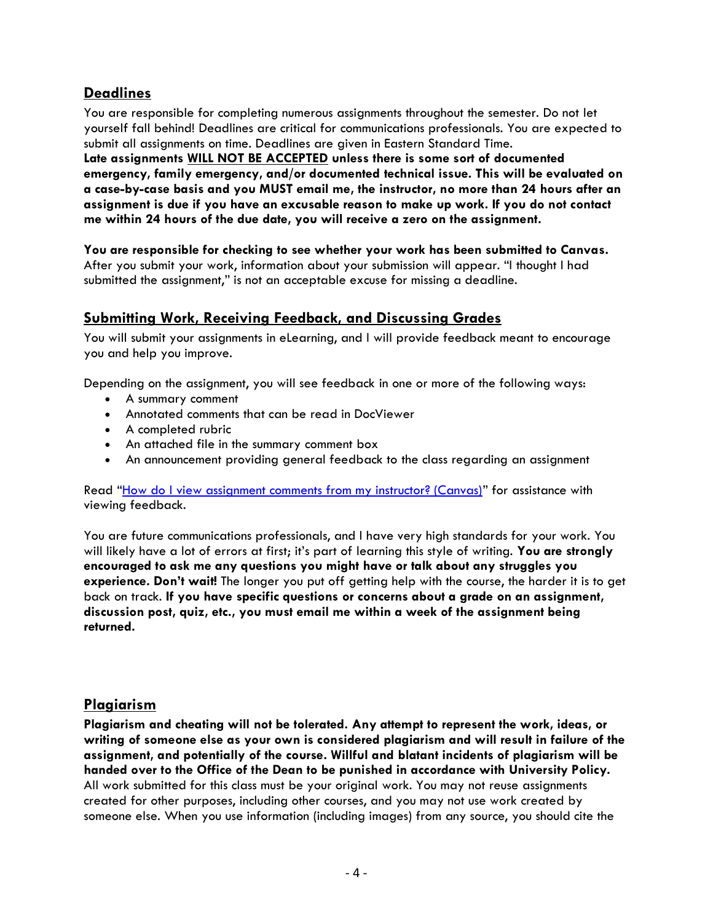## Deadlines

You are responsible for completing numerous assignments throughout the semester. Do not let yourself fall behind! Deadlines are critical for communications professionals. You are expected to submit all assignments on time. Deadlines are given in Eastern Standard Time.
**Late assignments <u>WILL NOT BE ACCEPTED</u> unless there is some sort of documented emergency, family emergency, and/or documented technical issue. This will be evaluated on a case-by-case basis and you MUST email me, the instructor, no more than 24 hours after an assignment is due if you have an excusable reason to make up work. If you do not contact me within 24 hours of the due date, you will receive a zero on the assignment.**

**You are responsible for checking to see whether your work has been submitted to Canvas.** After you submit your work, information about your submission will appear. "I thought I had submitted the assignment," is not an acceptable excuse for missing a deadline.

## Submitting Work, Receiving Feedback, and Discussing Grades

You will submit your assignments in eLearning, and I will provide feedback meant to encourage you and help you improve.

Depending on the assignment, you will see feedback in one or more of the following ways:

- A summary comment
- Annotated comments that can be read in DocViewer
- A completed rubric
- An attached file in the summary comment box
- An announcement providing general feedback to the class regarding an assignment

Read "How do I view assignment comments from my instructor? (Canvas)" for assistance with viewing feedback.

You are future communications professionals, and I have very high standards for your work. You will likely have a lot of errors at first; it's part of learning this style of writing. **You are strongly encouraged to ask me any questions you might have or talk about any struggles you experience. Don't wait!** The longer you put off getting help with the course, the harder it is to get back on track. **If you have specific questions or concerns about a grade on an assignment, discussion post, quiz, etc., you must email me within a week of the assignment being returned.**

## Plagiarism

**Plagiarism and cheating will not be tolerated. Any attempt to represent the work, ideas, or writing of someone else as your own is considered plagiarism and will result in failure of the assignment, and potentially of the course. Willful and blatant incidents of plagiarism will be handed over to the Office of the Dean to be punished in accordance with University Policy.** All work submitted for this class must be your original work. You may not reuse assignments created for other purposes, including other courses, and you may not use work created by someone else. When you use information (including images) from any source, you should cite the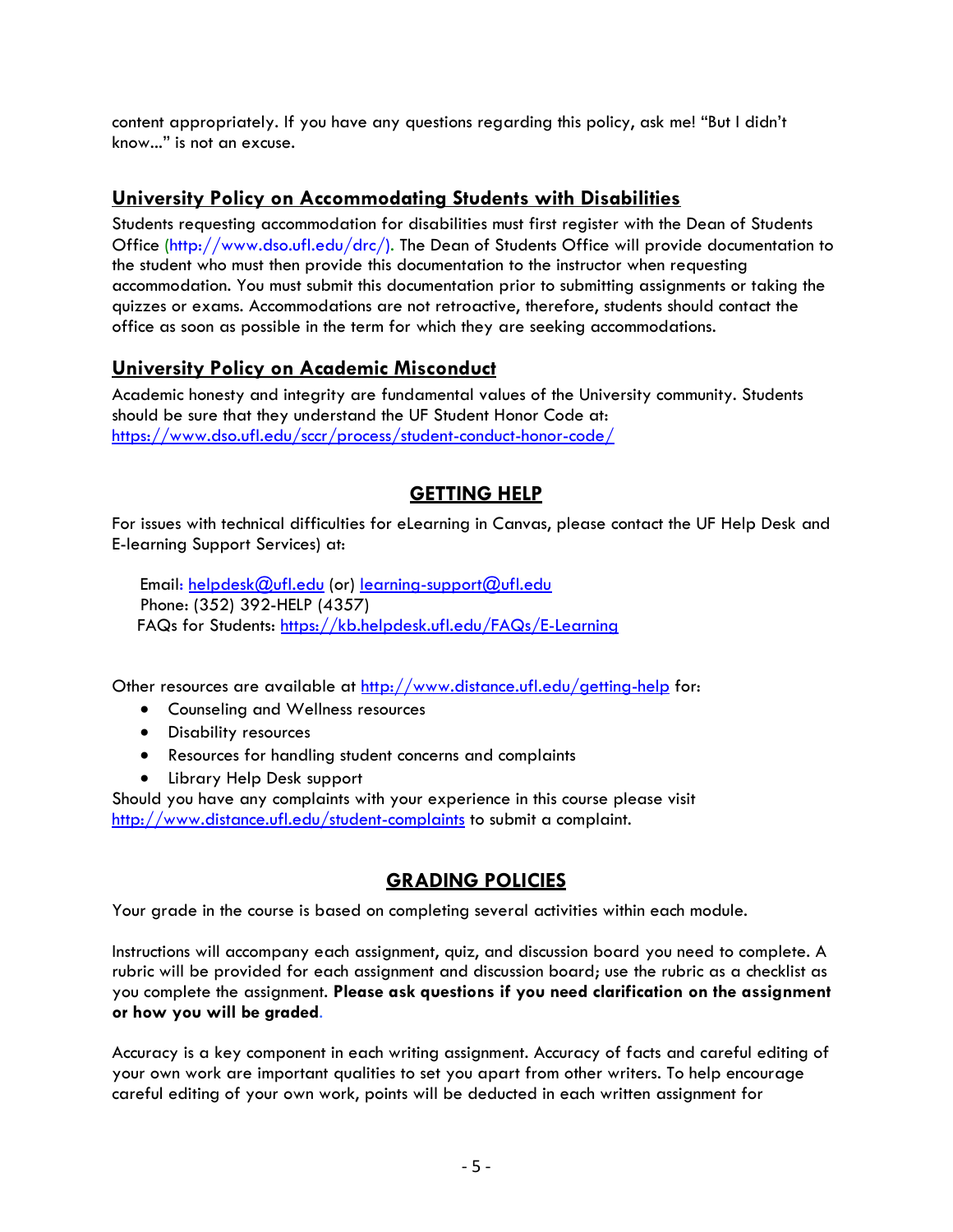content appropriately. If you have any questions regarding this policy, ask me! "But I didn't know..." is not an excuse.

## University Policy on Accommodating Students with Disabilities

Students requesting accommodation for disabilities must first register with the Dean of Students Office (http://www.dso.ufl.edu/drc/). The Dean of Students Office will provide documentation to the student who must then provide this documentation to the instructor when requesting accommodation. You must submit this documentation prior to submitting assignments or taking the quizzes or exams. Accommodations are not retroactive, therefore, students should contact the office as soon as possible in the term for which they are seeking accommodations.

## University Policy on Academic Misconduct

Academic honesty and integrity are fundamental values of the University community. Students should be sure that they understand the UF Student Honor Code at: https://www.dso.ufl.edu/sccr/process/student-conduct-honor-code/

# GETTING HELP

For issues with technical difficulties for eLearning in Canvas, please contact the UF Help Desk and E-learning Support Services) at:

Email: helpdesk@ufl.edu (or) learning-support@ufl.edu
Phone: (352) 392-HELP (4357)
FAQs for Students: https://kb.helpdesk.ufl.edu/FAQs/E-Learning

Other resources are available at http://www.distance.ufl.edu/getting-help for:

- Counseling and Wellness resources
- Disability resources
- Resources for handling student concerns and complaints
- Library Help Desk support

Should you have any complaints with your experience in this course please visit http://www.distance.ufl.edu/student-complaints to submit a complaint.

# GRADING POLICIES

Your grade in the course is based on completing several activities within each module.

Instructions will accompany each assignment, quiz, and discussion board you need to complete. A rubric will be provided for each assignment and discussion board; use the rubric as a checklist as you complete the assignment. **Please ask questions if you need clarification on the assignment or how you will be graded.**

Accuracy is a key component in each writing assignment. Accuracy of facts and careful editing of your own work are important qualities to set you apart from other writers. To help encourage careful editing of your own work, points will be deducted in each written assignment for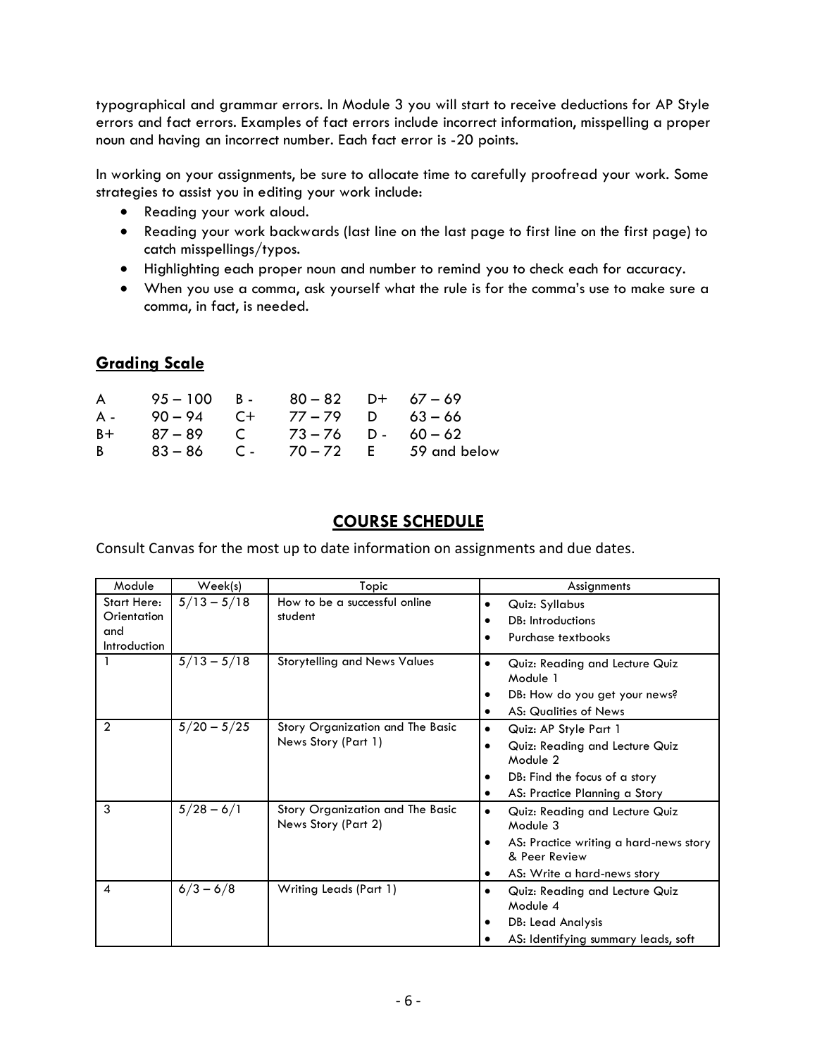typographical and grammar errors. In Module 3 you will start to receive deductions for AP Style errors and fact errors. Examples of fact errors include incorrect information, misspelling a proper noun and having an incorrect number. Each fact error is -20 points.

In working on your assignments, be sure to allocate time to carefully proofread your work. Some strategies to assist you in editing your work include:

- Reading your work aloud.
- Reading your work backwards (last line on the last page to first line on the first page) to catch misspellings/typos.
- Highlighting each proper noun and number to remind you to check each for accuracy.
- When you use a comma, ask yourself what the rule is for the comma's use to make sure a comma, in fact, is needed.

## Grading Scale

| | | | | | |
|---|---|---|---|---|---|
| A | 95 – 100 | B - | 80 – 82 | D+ | 67 – 69 |
| A - | 90 – 94 | C+ | 77 – 79 | D | 63 – 66 |
| B+ | 87 – 89 | C | 73 – 76 | D - | 60 – 62 |
| B | 83 – 86 | C - | 70 – 72 | E | 59 and below |

## COURSE SCHEDULE

Consult Canvas for the most up to date information on assignments and due dates.

| Module | Week(s) | Topic | Assignments |
|---|---|---|---|
| Start Here: Orientation and Introduction | 5/13 – 5/18 | How to be a successful online student | • Quiz: Syllabus<br>• DB: Introductions<br>• Purchase textbooks |
| 1 | 5/13 – 5/18 | Storytelling and News Values | • Quiz: Reading and Lecture Quiz Module 1<br>• DB: How do you get your news?<br>• AS: Qualities of News |
| 2 | 5/20 – 5/25 | Story Organization and The Basic News Story (Part 1) | • Quiz: AP Style Part 1<br>• Quiz: Reading and Lecture Quiz Module 2<br>• DB: Find the focus of a story<br>• AS: Practice Planning a Story |
| 3 | 5/28 – 6/1 | Story Organization and The Basic News Story (Part 2) | • Quiz: Reading and Lecture Quiz Module 3<br>• AS: Practice writing a hard-news story & Peer Review<br>• AS: Write a hard-news story |
| 4 | 6/3 – 6/8 | Writing Leads (Part 1) | • Quiz: Reading and Lecture Quiz Module 4<br>• DB: Lead Analysis<br>• AS: Identifying summary leads, soft |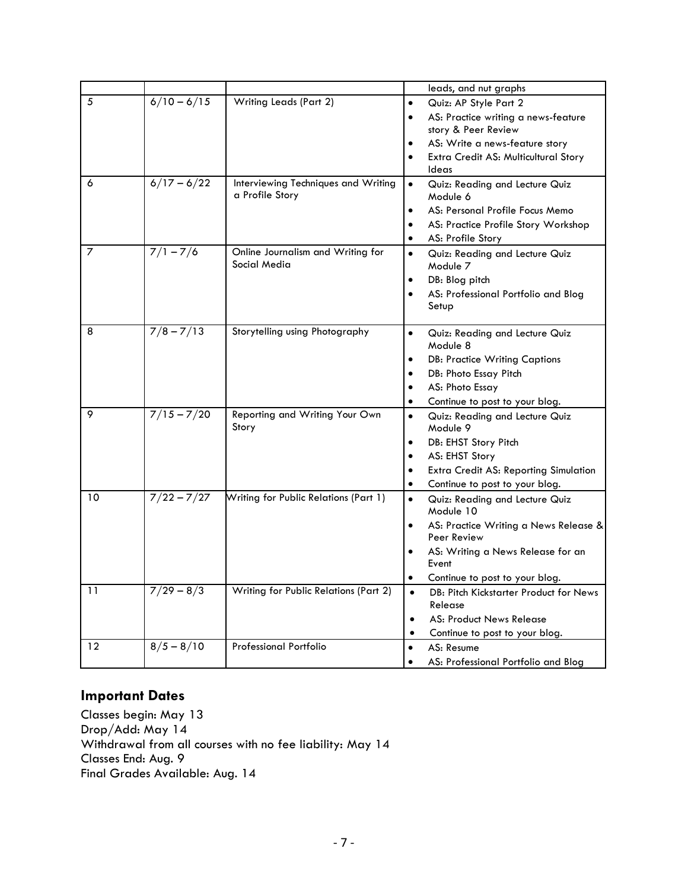| | | | leads, and nut graphs |
|---|---|---|---|
| 5 | 6/10 – 6/15 | Writing Leads (Part 2) | • Quiz: AP Style Part 2<br>• AS: Practice writing a news-feature story & Peer Review<br>• AS: Write a news-feature story<br>• Extra Credit AS: Multicultural Story Ideas |
| 6 | 6/17 – 6/22 | Interviewing Techniques and Writing a Profile Story | • Quiz: Reading and Lecture Quiz Module 6<br>• AS: Personal Profile Focus Memo<br>• AS: Practice Profile Story Workshop<br>• AS: Profile Story |
| 7 | 7/1 – 7/6 | Online Journalism and Writing for Social Media | • Quiz: Reading and Lecture Quiz Module 7<br>• DB: Blog pitch<br>• AS: Professional Portfolio and Blog Setup |
| 8 | 7/8 – 7/13 | Storytelling using Photography | • Quiz: Reading and Lecture Quiz Module 8<br>• DB: Practice Writing Captions<br>• DB: Photo Essay Pitch<br>• AS: Photo Essay<br>• Continue to post to your blog. |
| 9 | 7/15 – 7/20 | Reporting and Writing Your Own Story | • Quiz: Reading and Lecture Quiz Module 9<br>• DB: EHST Story Pitch<br>• AS: EHST Story<br>• Extra Credit AS: Reporting Simulation<br>• Continue to post to your blog. |
| 10 | 7/22 – 7/27 | Writing for Public Relations (Part 1) | • Quiz: Reading and Lecture Quiz Module 10<br>• AS: Practice Writing a News Release & Peer Review<br>• AS: Writing a News Release for an Event<br>• Continue to post to your blog. |
| 11 | 7/29 – 8/3 | Writing for Public Relations (Part 2) | • DB: Pitch Kickstarter Product for News Release<br>• AS: Product News Release<br>• Continue to post to your blog. |
| 12 | 8/5 – 8/10 | Professional Portfolio | • AS: Resume<br>• AS: Professional Portfolio and Blog |

## Important Dates

Classes begin: May 13
Drop/Add: May 14
Withdrawal from all courses with no fee liability: May 14
Classes End: Aug. 9
Final Grades Available: Aug. 14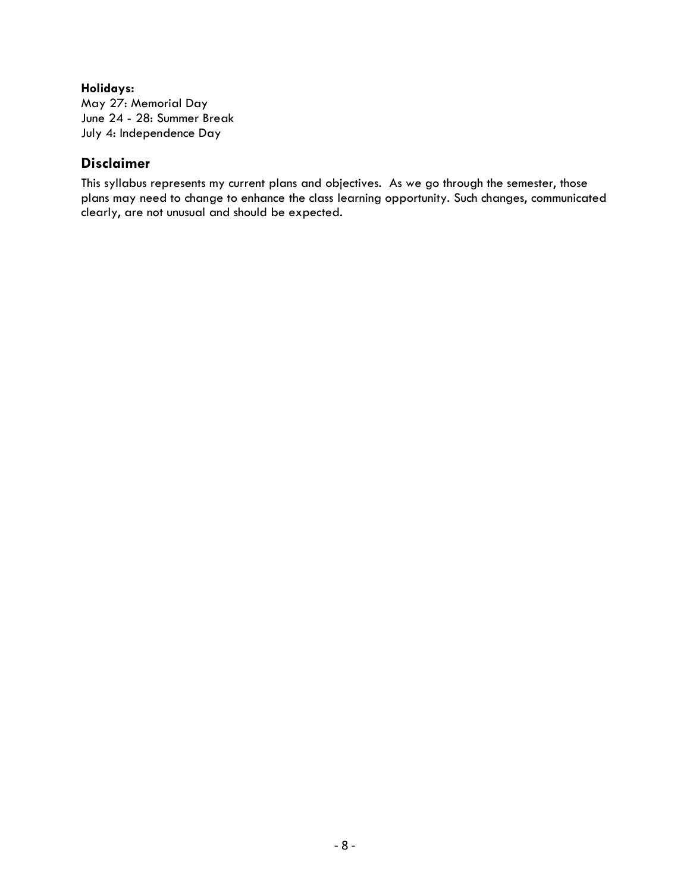**Holidays:**
May 27: Memorial Day
June 24 - 28: Summer Break
July 4: Independence Day

## Disclaimer

This syllabus represents my current plans and objectives. As we go through the semester, those plans may need to change to enhance the class learning opportunity. Such changes, communicated clearly, are not unusual and should be expected.